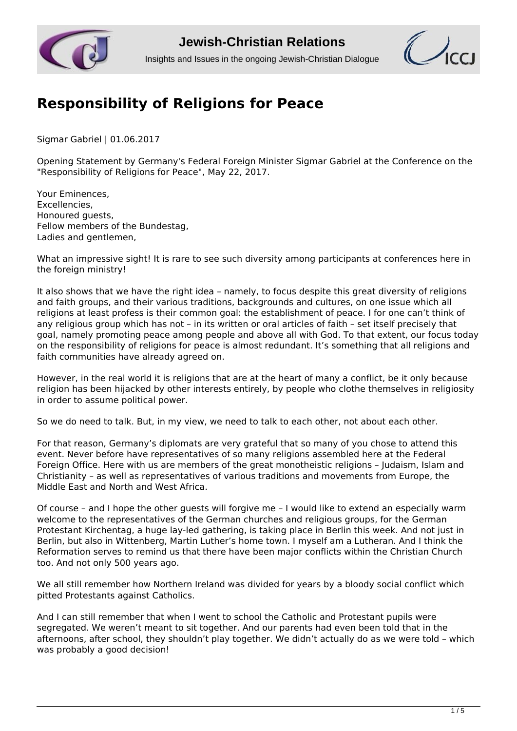# Responsibility of Religions for Peace

Sigmar Gabriel | 01.06.2017

Opening Statement by Germany's Federal Foreign Minister Sigmar Gabriel at the Conference on the "Responsibility of Religions for Peace", May 22, 2017.

Your Eminences,
Excellencies,
Honoured guests,
Fellow members of the Bundestag,
Ladies and gentlemen,

What an impressive sight! It is rare to see such diversity among participants at conferences here in the foreign ministry!

It also shows that we have the right idea – namely, to focus despite this great diversity of religions and faith groups, and their various traditions, backgrounds and cultures, on one issue which all religions at least profess is their common goal: the establishment of peace. I for one can't think of any religious group which has not – in its written or oral articles of faith – set itself precisely that goal, namely promoting peace among people and above all with God. To that extent, our focus today on the responsibility of religions for peace is almost redundant. It's something that all religions and faith communities have already agreed on.

However, in the real world it is religions that are at the heart of many a conflict, be it only because religion has been hijacked by other interests entirely, by people who clothe themselves in religiosity in order to assume political power.

So we do need to talk. But, in my view, we need to talk to each other, not about each other.

For that reason, Germany's diplomats are very grateful that so many of you chose to attend this event. Never before have representatives of so many religions assembled here at the Federal Foreign Office. Here with us are members of the great monotheistic religions – Judaism, Islam and Christianity – as well as representatives of various traditions and movements from Europe, the Middle East and North and West Africa.

Of course – and I hope the other guests will forgive me – I would like to extend an especially warm welcome to the representatives of the German churches and religious groups, for the German Protestant Kirchentag, a huge lay-led gathering, is taking place in Berlin this week. And not just in Berlin, but also in Wittenberg, Martin Luther's home town. I myself am a Lutheran. And I think the Reformation serves to remind us that there have been major conflicts within the Christian Church too. And not only 500 years ago.

We all still remember how Northern Ireland was divided for years by a bloody social conflict which pitted Protestants against Catholics.

And I can still remember that when I went to school the Catholic and Protestant pupils were segregated. We weren't meant to sit together. And our parents had even been told that in the afternoons, after school, they shouldn't play together. We didn't actually do as we were told – which was probably a good decision!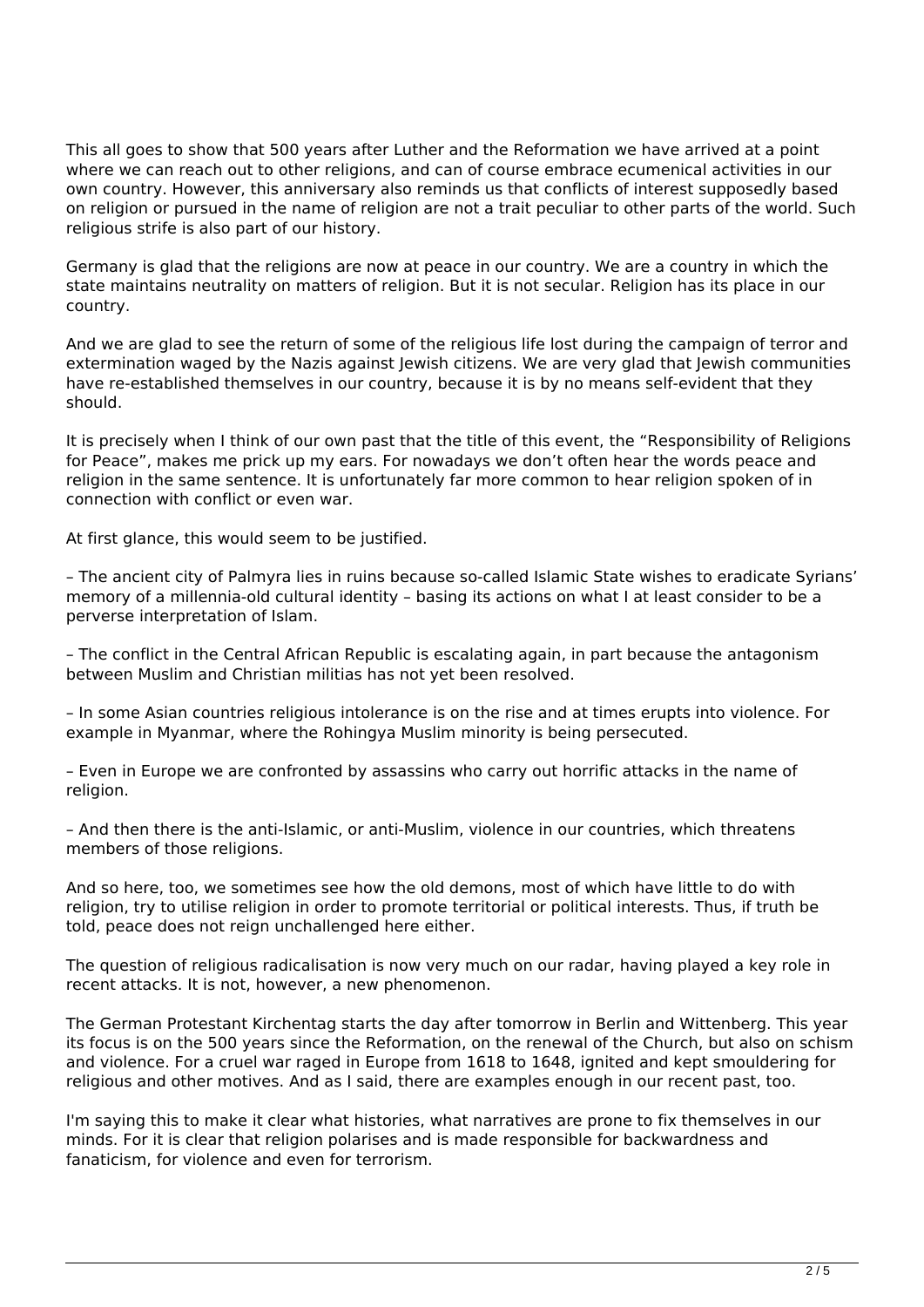This all goes to show that 500 years after Luther and the Reformation we have arrived at a point where we can reach out to other religions, and can of course embrace ecumenical activities in our own country. However, this anniversary also reminds us that conflicts of interest supposedly based on religion or pursued in the name of religion are not a trait peculiar to other parts of the world. Such religious strife is also part of our history.

Germany is glad that the religions are now at peace in our country. We are a country in which the state maintains neutrality on matters of religion. But it is not secular. Religion has its place in our country.

And we are glad to see the return of some of the religious life lost during the campaign of terror and extermination waged by the Nazis against Jewish citizens. We are very glad that Jewish communities have re-established themselves in our country, because it is by no means self-evident that they should.

It is precisely when I think of our own past that the title of this event, the "Responsibility of Religions for Peace", makes me prick up my ears. For nowadays we don't often hear the words peace and religion in the same sentence. It is unfortunately far more common to hear religion spoken of in connection with conflict or even war.

At first glance, this would seem to be justified.

– The ancient city of Palmyra lies in ruins because so-called Islamic State wishes to eradicate Syrians' memory of a millennia-old cultural identity – basing its actions on what I at least consider to be a perverse interpretation of Islam.

– The conflict in the Central African Republic is escalating again, in part because the antagonism between Muslim and Christian militias has not yet been resolved.

– In some Asian countries religious intolerance is on the rise and at times erupts into violence. For example in Myanmar, where the Rohingya Muslim minority is being persecuted.

– Even in Europe we are confronted by assassins who carry out horrific attacks in the name of religion.

– And then there is the anti-Islamic, or anti-Muslim, violence in our countries, which threatens members of those religions.

And so here, too, we sometimes see how the old demons, most of which have little to do with religion, try to utilise religion in order to promote territorial or political interests. Thus, if truth be told, peace does not reign unchallenged here either.

The question of religious radicalisation is now very much on our radar, having played a key role in recent attacks. It is not, however, a new phenomenon.

The German Protestant Kirchentag starts the day after tomorrow in Berlin and Wittenberg. This year its focus is on the 500 years since the Reformation, on the renewal of the Church, but also on schism and violence. For a cruel war raged in Europe from 1618 to 1648, ignited and kept smouldering for religious and other motives. And as I said, there are examples enough in our recent past, too.

I'm saying this to make it clear what histories, what narratives are prone to fix themselves in our minds. For it is clear that religion polarises and is made responsible for backwardness and fanaticism, for violence and even for terrorism.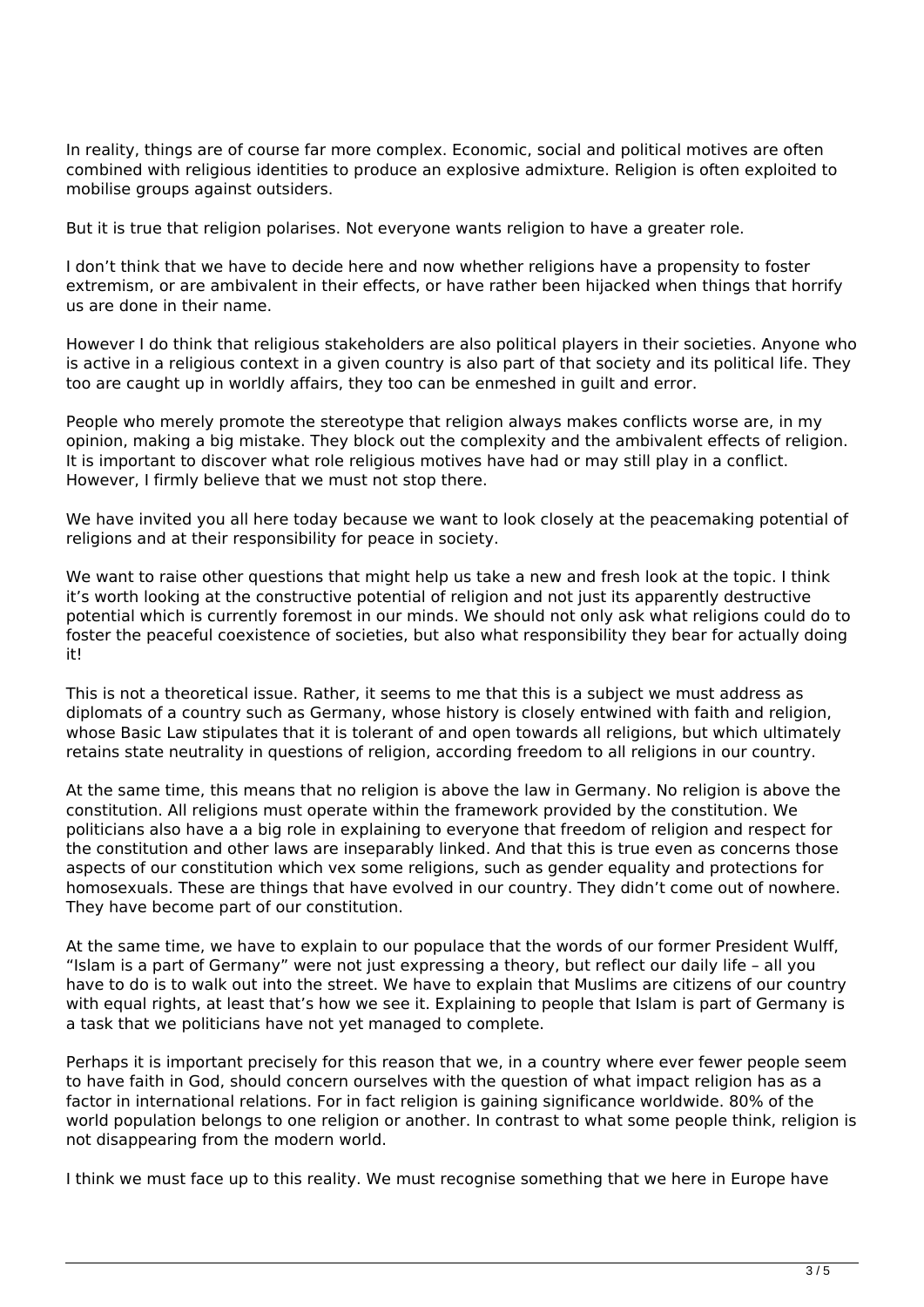In reality, things are of course far more complex. Economic, social and political motives are often combined with religious identities to produce an explosive admixture. Religion is often exploited to mobilise groups against outsiders.

But it is true that religion polarises. Not everyone wants religion to have a greater role.

I don't think that we have to decide here and now whether religions have a propensity to foster extremism, or are ambivalent in their effects, or have rather been hijacked when things that horrify us are done in their name.

However I do think that religious stakeholders are also political players in their societies. Anyone who is active in a religious context in a given country is also part of that society and its political life. They too are caught up in worldly affairs, they too can be enmeshed in guilt and error.

People who merely promote the stereotype that religion always makes conflicts worse are, in my opinion, making a big mistake. They block out the complexity and the ambivalent effects of religion. It is important to discover what role religious motives have had or may still play in a conflict. However, I firmly believe that we must not stop there.

We have invited you all here today because we want to look closely at the peacemaking potential of religions and at their responsibility for peace in society.

We want to raise other questions that might help us take a new and fresh look at the topic. I think it's worth looking at the constructive potential of religion and not just its apparently destructive potential which is currently foremost in our minds. We should not only ask what religions could do to foster the peaceful coexistence of societies, but also what responsibility they bear for actually doing it!

This is not a theoretical issue. Rather, it seems to me that this is a subject we must address as diplomats of a country such as Germany, whose history is closely entwined with faith and religion, whose Basic Law stipulates that it is tolerant of and open towards all religions, but which ultimately retains state neutrality in questions of religion, according freedom to all religions in our country.

At the same time, this means that no religion is above the law in Germany. No religion is above the constitution. All religions must operate within the framework provided by the constitution. We politicians also have a a big role in explaining to everyone that freedom of religion and respect for the constitution and other laws are inseparably linked. And that this is true even as concerns those aspects of our constitution which vex some religions, such as gender equality and protections for homosexuals. These are things that have evolved in our country. They didn't come out of nowhere. They have become part of our constitution.

At the same time, we have to explain to our populace that the words of our former President Wulff, "Islam is a part of Germany" were not just expressing a theory, but reflect our daily life – all you have to do is to walk out into the street. We have to explain that Muslims are citizens of our country with equal rights, at least that's how we see it. Explaining to people that Islam is part of Germany is a task that we politicians have not yet managed to complete.

Perhaps it is important precisely for this reason that we, in a country where ever fewer people seem to have faith in God, should concern ourselves with the question of what impact religion has as a factor in international relations. For in fact religion is gaining significance worldwide. 80% of the world population belongs to one religion or another. In contrast to what some people think, religion is not disappearing from the modern world.

I think we must face up to this reality. We must recognise something that we here in Europe have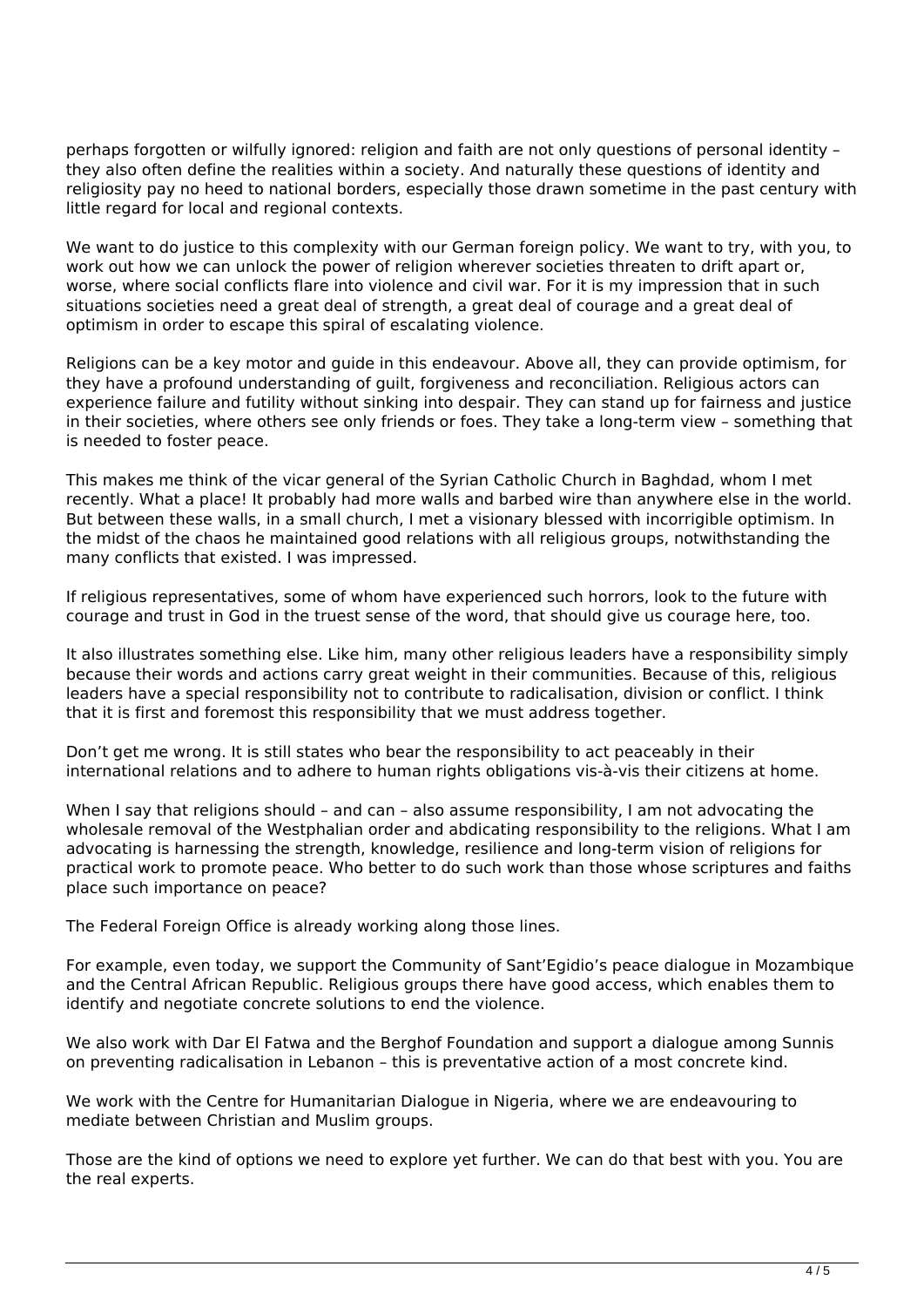perhaps forgotten or wilfully ignored: religion and faith are not only questions of personal identity – they also often define the realities within a society. And naturally these questions of identity and religiosity pay no heed to national borders, especially those drawn sometime in the past century with little regard for local and regional contexts.

We want to do justice to this complexity with our German foreign policy. We want to try, with you, to work out how we can unlock the power of religion wherever societies threaten to drift apart or, worse, where social conflicts flare into violence and civil war. For it is my impression that in such situations societies need a great deal of strength, a great deal of courage and a great deal of optimism in order to escape this spiral of escalating violence.

Religions can be a key motor and guide in this endeavour. Above all, they can provide optimism, for they have a profound understanding of guilt, forgiveness and reconciliation. Religious actors can experience failure and futility without sinking into despair. They can stand up for fairness and justice in their societies, where others see only friends or foes. They take a long-term view – something that is needed to foster peace.

This makes me think of the vicar general of the Syrian Catholic Church in Baghdad, whom I met recently. What a place! It probably had more walls and barbed wire than anywhere else in the world. But between these walls, in a small church, I met a visionary blessed with incorrigible optimism. In the midst of the chaos he maintained good relations with all religious groups, notwithstanding the many conflicts that existed. I was impressed.

If religious representatives, some of whom have experienced such horrors, look to the future with courage and trust in God in the truest sense of the word, that should give us courage here, too.

It also illustrates something else. Like him, many other religious leaders have a responsibility simply because their words and actions carry great weight in their communities. Because of this, religious leaders have a special responsibility not to contribute to radicalisation, division or conflict. I think that it is first and foremost this responsibility that we must address together.

Don't get me wrong. It is still states who bear the responsibility to act peaceably in their international relations and to adhere to human rights obligations vis-à-vis their citizens at home.

When I say that religions should – and can – also assume responsibility, I am not advocating the wholesale removal of the Westphalian order and abdicating responsibility to the religions. What I am advocating is harnessing the strength, knowledge, resilience and long-term vision of religions for practical work to promote peace. Who better to do such work than those whose scriptures and faiths place such importance on peace?

The Federal Foreign Office is already working along those lines.

For example, even today, we support the Community of Sant'Egidio's peace dialogue in Mozambique and the Central African Republic. Religious groups there have good access, which enables them to identify and negotiate concrete solutions to end the violence.

We also work with Dar El Fatwa and the Berghof Foundation and support a dialogue among Sunnis on preventing radicalisation in Lebanon – this is preventative action of a most concrete kind.

We work with the Centre for Humanitarian Dialogue in Nigeria, where we are endeavouring to mediate between Christian and Muslim groups.

Those are the kind of options we need to explore yet further. We can do that best with you. You are the real experts.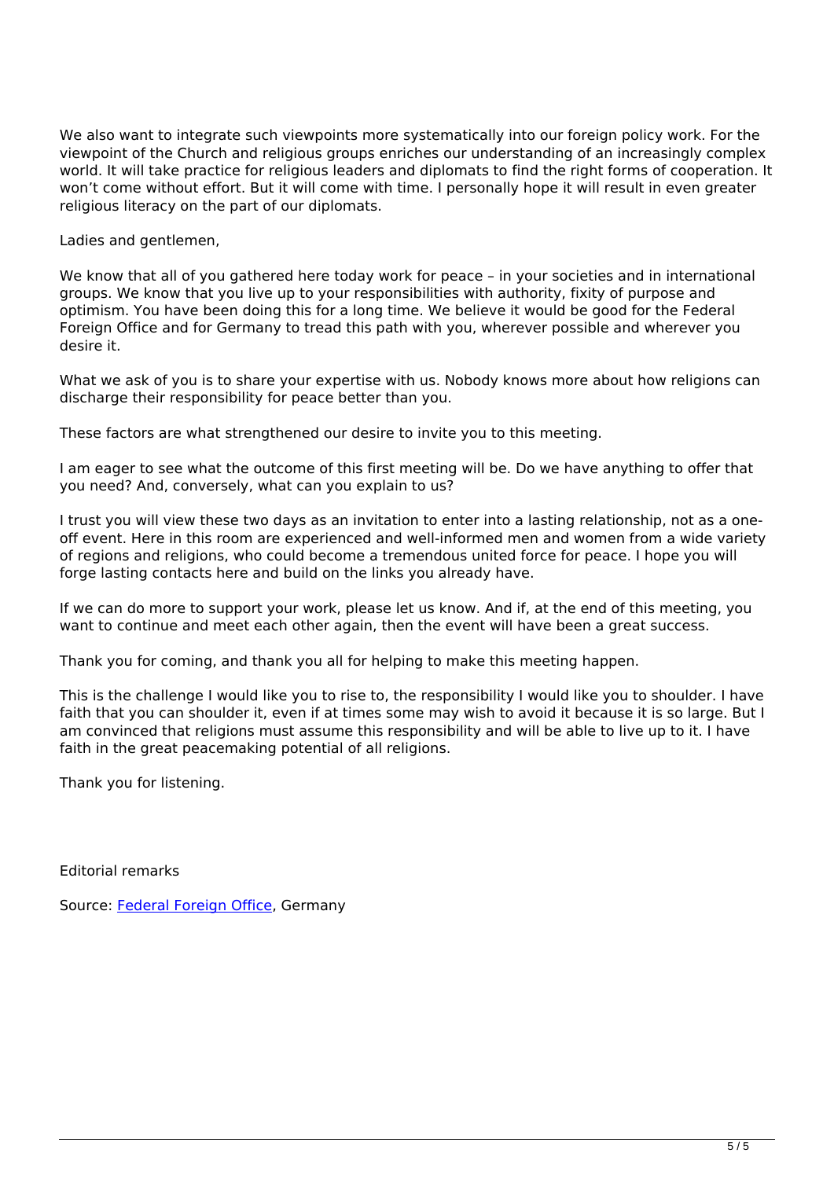We also want to integrate such viewpoints more systematically into our foreign policy work. For the viewpoint of the Church and religious groups enriches our understanding of an increasingly complex world. It will take practice for religious leaders and diplomats to find the right forms of cooperation. It won't come without effort. But it will come with time. I personally hope it will result in even greater religious literacy on the part of our diplomats.

Ladies and gentlemen,

We know that all of you gathered here today work for peace – in your societies and in international groups. We know that you live up to your responsibilities with authority, fixity of purpose and optimism. You have been doing this for a long time. We believe it would be good for the Federal Foreign Office and for Germany to tread this path with you, wherever possible and wherever you desire it.

What we ask of you is to share your expertise with us. Nobody knows more about how religions can discharge their responsibility for peace better than you.

These factors are what strengthened our desire to invite you to this meeting.

I am eager to see what the outcome of this first meeting will be. Do we have anything to offer that you need? And, conversely, what can you explain to us?

I trust you will view these two days as an invitation to enter into a lasting relationship, not as a one-off event. Here in this room are experienced and well-informed men and women from a wide variety of regions and religions, who could become a tremendous united force for peace. I hope you will forge lasting contacts here and build on the links you already have.

If we can do more to support your work, please let us know. And if, at the end of this meeting, you want to continue and meet each other again, then the event will have been a great success.

Thank you for coming, and thank you all for helping to make this meeting happen.

This is the challenge I would like you to rise to, the responsibility I would like you to shoulder. I have faith that you can shoulder it, even if at times some may wish to avoid it because it is so large. But I am convinced that religions must assume this responsibility and will be able to live up to it. I have faith in the great peacemaking potential of all religions.

Thank you for listening.

Editorial remarks

Source: [Federal Foreign Office](), Germany